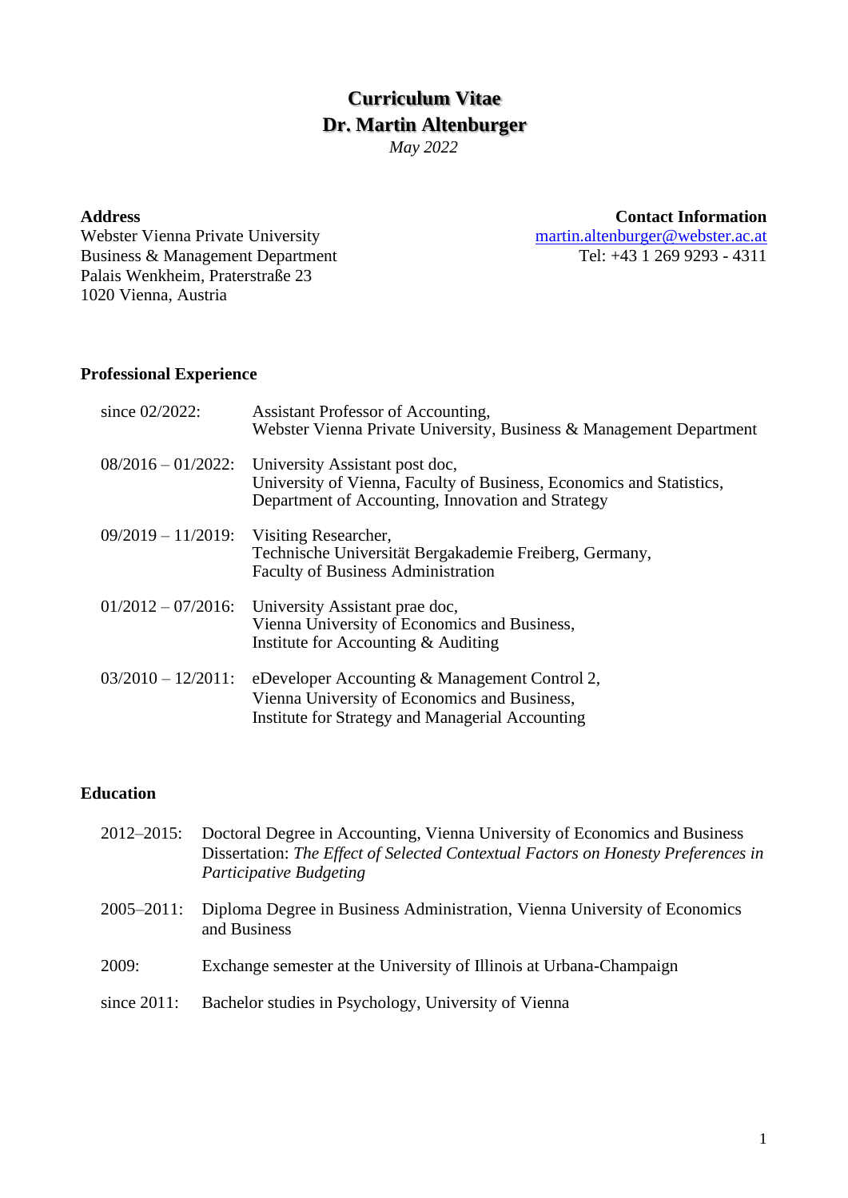# Curriculum Vitae
# Dr. Martin Altenburger

*May 2022*

**Address**
Webster Vienna Private University
Business & Management Department
Palais Wenkheim, Praterstraße 23
1020 Vienna, Austria

**Contact Information**
martin.altenburger@webster.ac.at
Tel: +43 1 269 9293 - 4311

## Professional Experience

| | |
|---|---|
| since 02/2022: | Assistant Professor of Accounting, Webster Vienna Private University, Business & Management Department |
| 08/2016 – 01/2022: | University Assistant post doc, University of Vienna, Faculty of Business, Economics and Statistics, Department of Accounting, Innovation and Strategy |
| 09/2019 – 11/2019: | Visiting Researcher, Technische Universität Bergakademie Freiberg, Germany, Faculty of Business Administration |
| 01/2012 – 07/2016: | University Assistant prae doc, Vienna University of Economics and Business, Institute for Accounting & Auditing |
| 03/2010 – 12/2011: | eDeveloper Accounting & Management Control 2, Vienna University of Economics and Business, Institute for Strategy and Managerial Accounting |

## Education

| | |
|---|---|
| 2012–2015: | Doctoral Degree in Accounting, Vienna University of Economics and Business. Dissertation: *The Effect of Selected Contextual Factors on Honesty Preferences in Participative Budgeting* |
| 2005–2011: | Diploma Degree in Business Administration, Vienna University of Economics and Business |
| 2009: | Exchange semester at the University of Illinois at Urbana-Champaign |
| since 2011: | Bachelor studies in Psychology, University of Vienna |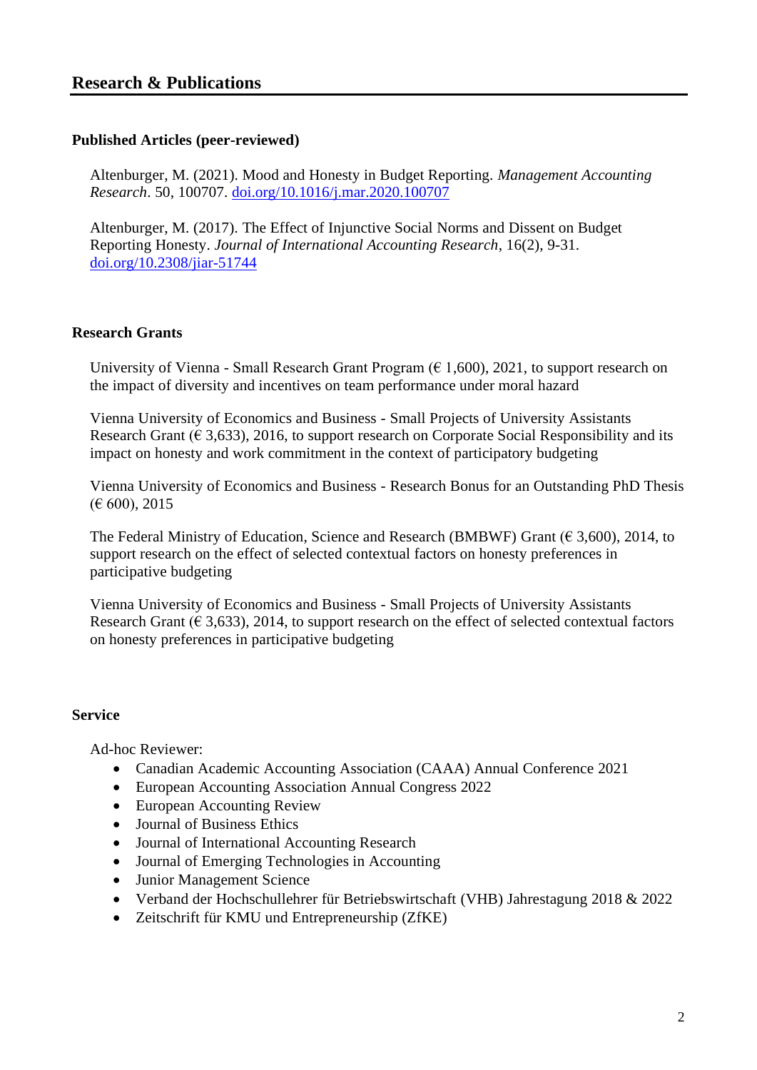## Research & Publications

### Published Articles (peer-reviewed)

Altenburger, M. (2021). Mood and Honesty in Budget Reporting. *Management Accounting Research*. 50, 100707. [doi.org/10.1016/j.mar.2020.100707](https://doi.org/10.1016/j.mar.2020.100707)

Altenburger, M. (2017). The Effect of Injunctive Social Norms and Dissent on Budget Reporting Honesty. *Journal of International Accounting Research*, 16(2), 9-31. [doi.org/10.2308/jiar-51744](https://doi.org/10.2308/jiar-51744)

### Research Grants

University of Vienna - Small Research Grant Program (€ 1,600), 2021, to support research on the impact of diversity and incentives on team performance under moral hazard

Vienna University of Economics and Business - Small Projects of University Assistants Research Grant (€ 3,633), 2016, to support research on Corporate Social Responsibility and its impact on honesty and work commitment in the context of participatory budgeting

Vienna University of Economics and Business - Research Bonus for an Outstanding PhD Thesis (€ 600), 2015

The Federal Ministry of Education, Science and Research (BMBWF) Grant (€ 3,600), 2014, to support research on the effect of selected contextual factors on honesty preferences in participative budgeting

Vienna University of Economics and Business - Small Projects of University Assistants Research Grant (€ 3,633), 2014, to support research on the effect of selected contextual factors on honesty preferences in participative budgeting

### Service

Ad-hoc Reviewer:

- Canadian Academic Accounting Association (CAAA) Annual Conference 2021
- European Accounting Association Annual Congress 2022
- European Accounting Review
- Journal of Business Ethics
- Journal of International Accounting Research
- Journal of Emerging Technologies in Accounting
- Junior Management Science
- Verband der Hochschullehrer für Betriebswirtschaft (VHB) Jahrestagung 2018 & 2022
- Zeitschrift für KMU und Entrepreneurship (ZfKE)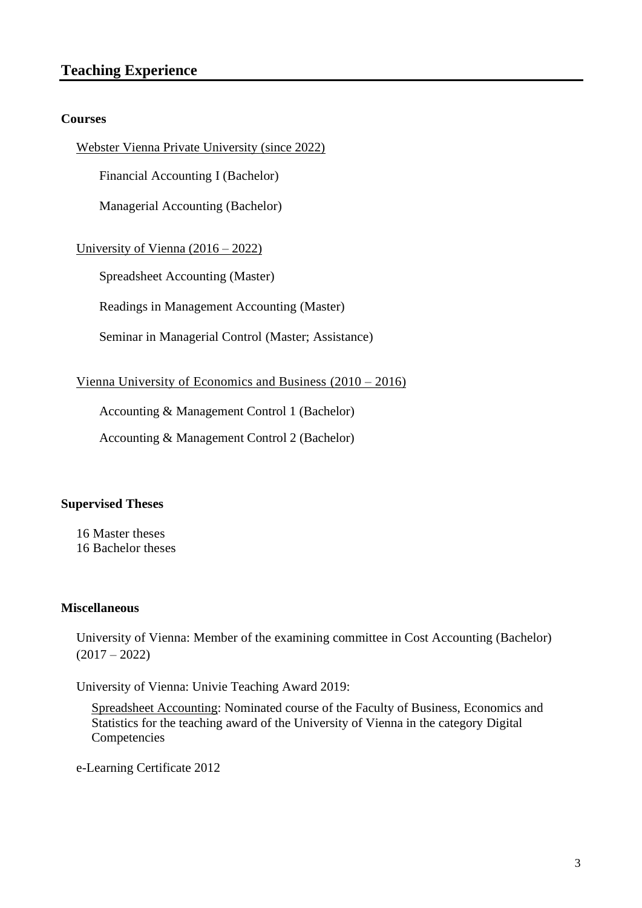## Teaching Experience

### Courses

Webster Vienna Private University (since 2022)

Financial Accounting I (Bachelor)

Managerial Accounting (Bachelor)

University of Vienna (2016 – 2022)

Spreadsheet Accounting (Master)

Readings in Management Accounting (Master)

Seminar in Managerial Control (Master; Assistance)

Vienna University of Economics and Business (2010 – 2016)

Accounting & Management Control 1 (Bachelor)

Accounting & Management Control 2 (Bachelor)

### Supervised Theses

16 Master theses
16 Bachelor theses

### Miscellaneous

University of Vienna: Member of the examining committee in Cost Accounting (Bachelor) (2017 – 2022)

University of Vienna: Univie Teaching Award 2019:

Spreadsheet Accounting: Nominated course of the Faculty of Business, Economics and Statistics for the teaching award of the University of Vienna in the category Digital Competencies

e-Learning Certificate 2012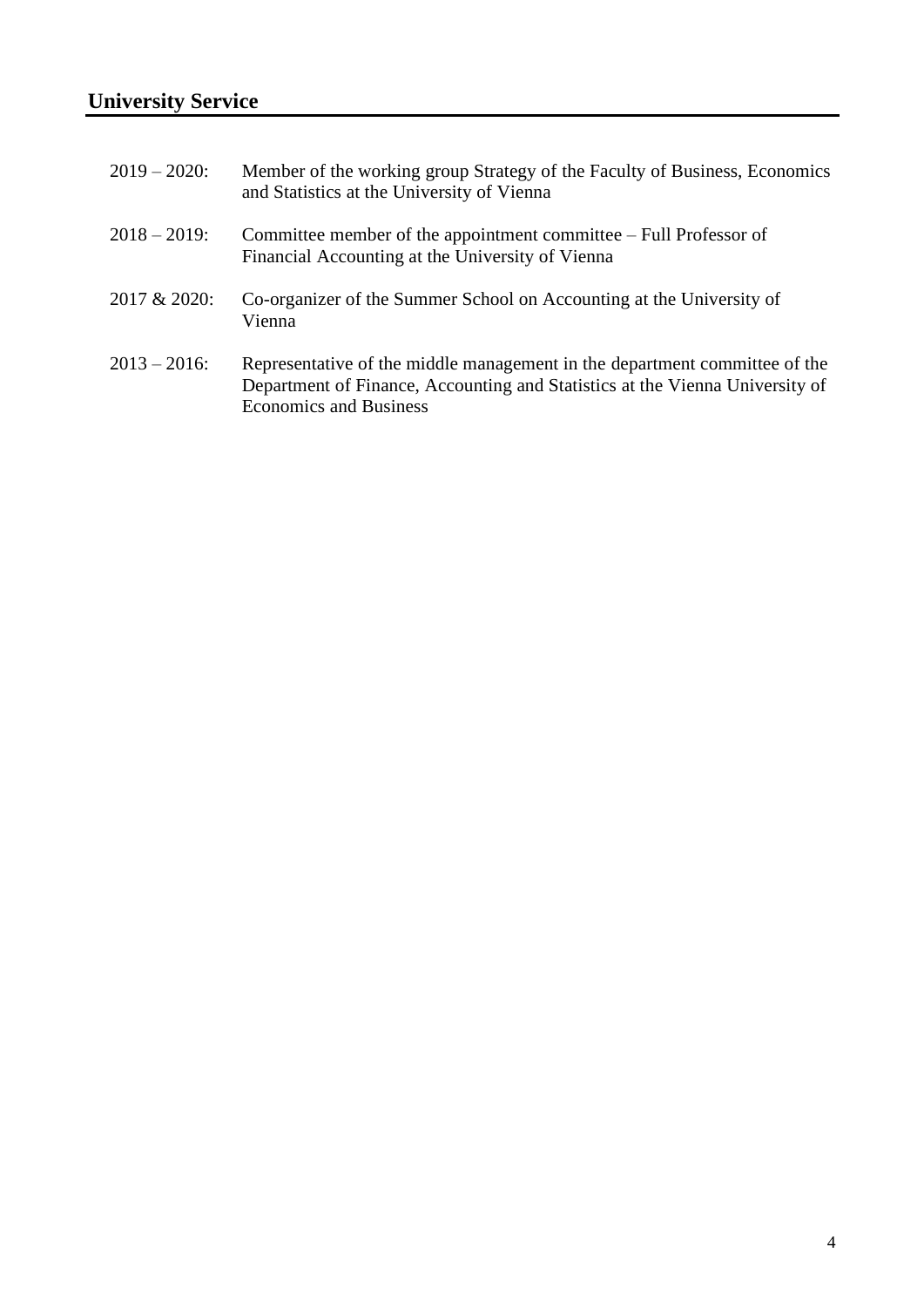## University Service

2019 – 2020: Member of the working group Strategy of the Faculty of Business, Economics and Statistics at the University of Vienna

2018 – 2019: Committee member of the appointment committee – Full Professor of Financial Accounting at the University of Vienna

2017 & 2020: Co-organizer of the Summer School on Accounting at the University of Vienna

2013 – 2016: Representative of the middle management in the department committee of the Department of Finance, Accounting and Statistics at the Vienna University of Economics and Business